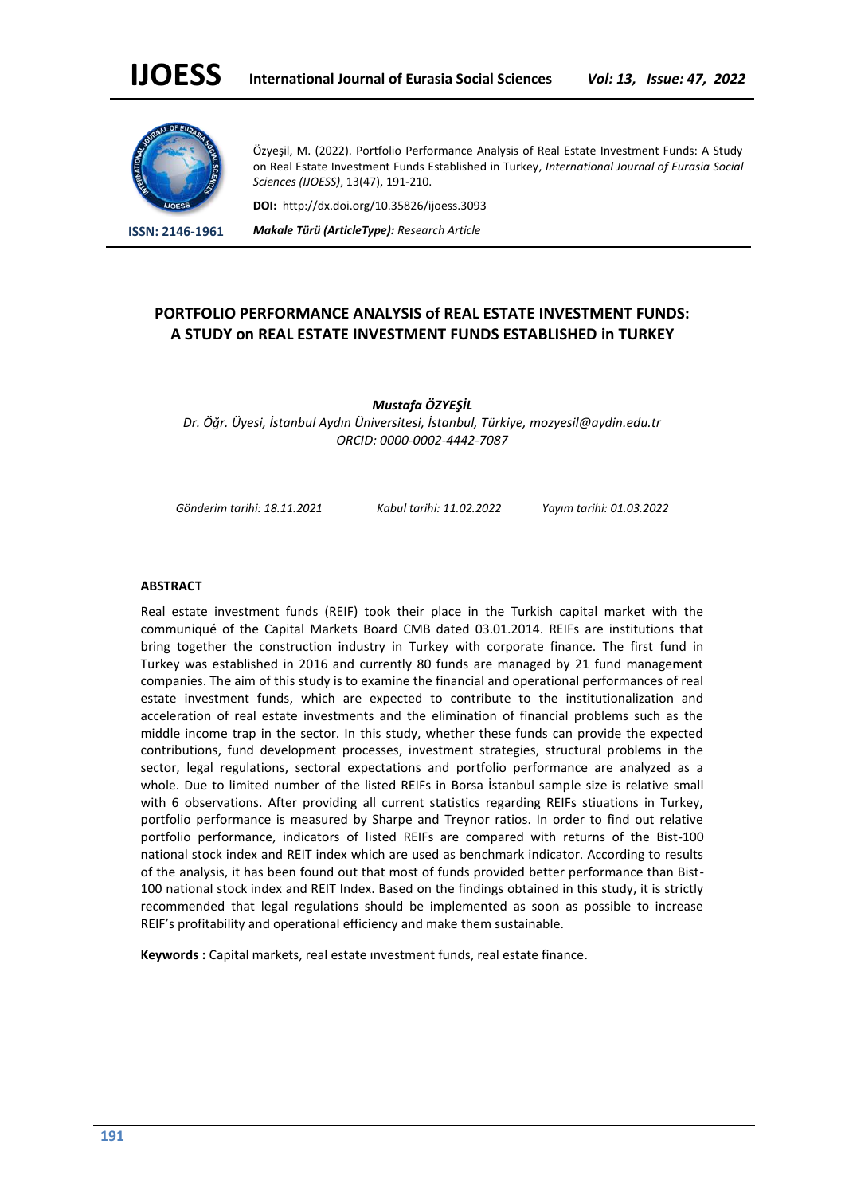Özyeşil, M. (2022). Portfolio Performance Analysis of Real Estate Investment Funds: A Study on Real Estate Investment Funds Established in Turkey, *International Journal of Eurasia Social Sciences (IJOESS)*, 13(47), 191-210.

**DOI:** http://dx.doi.org/10.35826/ijoess.3093

**ISSN: 2146-1961**

***Makale Türü (ArticleType): Research Article***

# PORTFOLIO PERFORMANCE ANALYSIS of REAL ESTATE INVESTMENT FUNDS: A STUDY on REAL ESTATE INVESTMENT FUNDS ESTABLISHED in TURKEY

***Mustafa ÖZYEŞİL***

*Dr. Öğr. Üyesi, İstanbul Aydın Üniversitesi, İstanbul, Türkiye, mozyesil@aydin.edu.tr*
*ORCID: 0000-0002-4442-7087*

*Gönderim tarihi: 18.11.2021* *Kabul tarihi: 11.02.2022* *Yayım tarihi: 01.03.2022*

## ABSTRACT

Real estate investment funds (REIF) took their place in the Turkish capital market with the communiqué of the Capital Markets Board CMB dated 03.01.2014. REIFs are institutions that bring together the construction industry in Turkey with corporate finance. The first fund in Turkey was established in 2016 and currently 80 funds are managed by 21 fund management companies. The aim of this study is to examine the financial and operational performances of real estate investment funds, which are expected to contribute to the institutionalization and acceleration of real estate investments and the elimination of financial problems such as the middle income trap in the sector. In this study, whether these funds can provide the expected contributions, fund development processes, investment strategies, structural problems in the sector, legal regulations, sectoral expectations and portfolio performance are analyzed as a whole. Due to limited number of the listed REIFs in Borsa İstanbul sample size is relative small with 6 observations. After providing all current statistics regarding REIFs stiuations in Turkey, portfolio performance is measured by Sharpe and Treynor ratios. In order to find out relative portfolio performance, indicators of listed REIFs are compared with returns of the Bist-100 national stock index and REIT index which are used as benchmark indicator. According to results of the analysis, it has been found out that most of funds provided better performance than Bist-100 national stock index and REIT Index. Based on the findings obtained in this study, it is strictly recommended that legal regulations should be implemented as soon as possible to increase REIF's profitability and operational efficiency and make them sustainable.

**Keywords :** Capital markets, real estate ınvestment funds, real estate finance.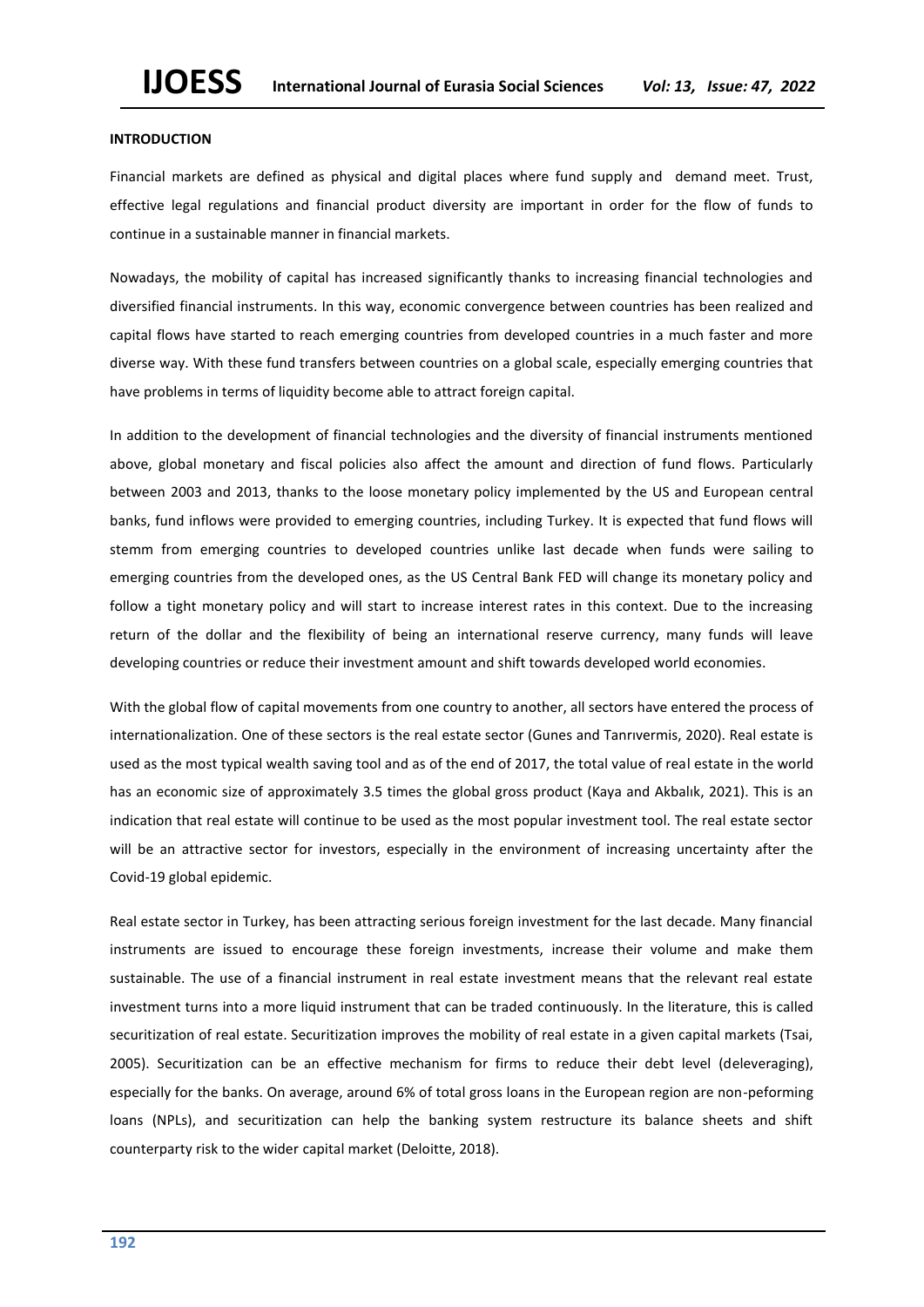## INTRODUCTION

Financial markets are defined as physical and digital places where fund supply and demand meet. Trust, effective legal regulations and financial product diversity are important in order for the flow of funds to continue in a sustainable manner in financial markets.

Nowadays, the mobility of capital has increased significantly thanks to increasing financial technologies and diversified financial instruments. In this way, economic convergence between countries has been realized and capital flows have started to reach emerging countries from developed countries in a much faster and more diverse way. With these fund transfers between countries on a global scale, especially emerging countries that have problems in terms of liquidity become able to attract foreign capital.

In addition to the development of financial technologies and the diversity of financial instruments mentioned above, global monetary and fiscal policies also affect the amount and direction of fund flows. Particularly between 2003 and 2013, thanks to the loose monetary policy implemented by the US and European central banks, fund inflows were provided to emerging countries, including Turkey. It is expected that fund flows will stemm from emerging countries to developed countries unlike last decade when funds were sailing to emerging countries from the developed ones, as the US Central Bank FED will change its monetary policy and follow a tight monetary policy and will start to increase interest rates in this context. Due to the increasing return of the dollar and the flexibility of being an international reserve currency, many funds will leave developing countries or reduce their investment amount and shift towards developed world economies.

With the global flow of capital movements from one country to another, all sectors have entered the process of internationalization. One of these sectors is the real estate sector (Gunes and Tanrıvermis, 2020). Real estate is used as the most typical wealth saving tool and as of the end of 2017, the total value of real estate in the world has an economic size of approximately 3.5 times the global gross product (Kaya and Akbalık, 2021). This is an indication that real estate will continue to be used as the most popular investment tool. The real estate sector will be an attractive sector for investors, especially in the environment of increasing uncertainty after the Covid-19 global epidemic.

Real estate sector in Turkey, has been attracting serious foreign investment for the last decade. Many financial instruments are issued to encourage these foreign investments, increase their volume and make them sustainable. The use of a financial instrument in real estate investment means that the relevant real estate investment turns into a more liquid instrument that can be traded continuously. In the literature, this is called securitization of real estate. Securitization improves the mobility of real estate in a given capital markets (Tsai, 2005). Securitization can be an effective mechanism for firms to reduce their debt level (deleveraging), especially for the banks. On average, around 6% of total gross loans in the European region are non-peforming loans (NPLs), and securitization can help the banking system restructure its balance sheets and shift counterparty risk to the wider capital market (Deloitte, 2018).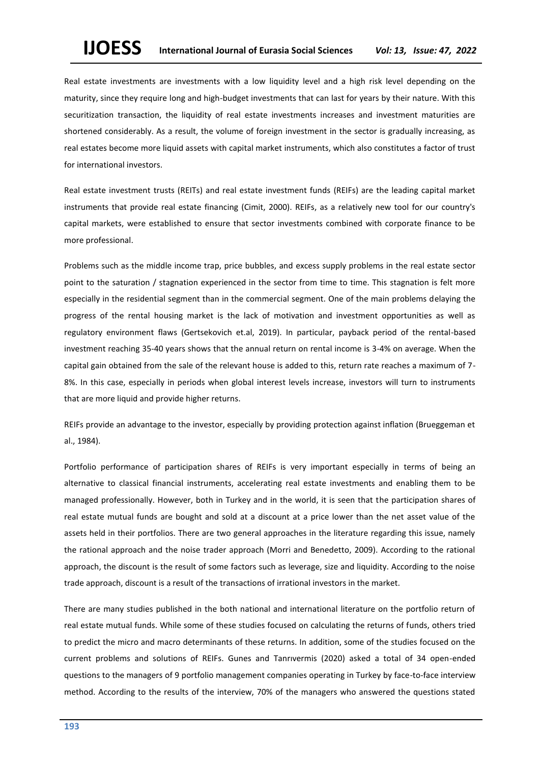Real estate investments are investments with a low liquidity level and a high risk level depending on the maturity, since they require long and high-budget investments that can last for years by their nature. With this securitization transaction, the liquidity of real estate investments increases and investment maturities are shortened considerably. As a result, the volume of foreign investment in the sector is gradually increasing, as real estates become more liquid assets with capital market instruments, which also constitutes a factor of trust for international investors.

Real estate investment trusts (REITs) and real estate investment funds (REIFs) are the leading capital market instruments that provide real estate financing (Cimit, 2000). REIFs, as a relatively new tool for our country's capital markets, were established to ensure that sector investments combined with corporate finance to be more professional.

Problems such as the middle income trap, price bubbles, and excess supply problems in the real estate sector point to the saturation / stagnation experienced in the sector from time to time. This stagnation is felt more especially in the residential segment than in the commercial segment. One of the main problems delaying the progress of the rental housing market is the lack of motivation and investment opportunities as well as regulatory environment flaws (Gertsekovich et.al, 2019). In particular, payback period of the rental-based investment reaching 35-40 years shows that the annual return on rental income is 3-4% on average. When the capital gain obtained from the sale of the relevant house is added to this, return rate reaches a maximum of 7-8%. In this case, especially in periods when global interest levels increase, investors will turn to instruments that are more liquid and provide higher returns.

REIFs provide an advantage to the investor, especially by providing protection against inflation (Brueggeman et al., 1984).

Portfolio performance of participation shares of REIFs is very important especially in terms of being an alternative to classical financial instruments, accelerating real estate investments and enabling them to be managed professionally. However, both in Turkey and in the world, it is seen that the participation shares of real estate mutual funds are bought and sold at a discount at a price lower than the net asset value of the assets held in their portfolios. There are two general approaches in the literature regarding this issue, namely the rational approach and the noise trader approach (Morri and Benedetto, 2009). According to the rational approach, the discount is the result of some factors such as leverage, size and liquidity. According to the noise trade approach, discount is a result of the transactions of irrational investors in the market.

There are many studies published in the both national and international literature on the portfolio return of real estate mutual funds. While some of these studies focused on calculating the returns of funds, others tried to predict the micro and macro determinants of these returns. In addition, some of the studies focused on the current problems and solutions of REIFs. Gunes and Tanrıvermis (2020) asked a total of 34 open-ended questions to the managers of 9 portfolio management companies operating in Turkey by face-to-face interview method. According to the results of the interview, 70% of the managers who answered the questions stated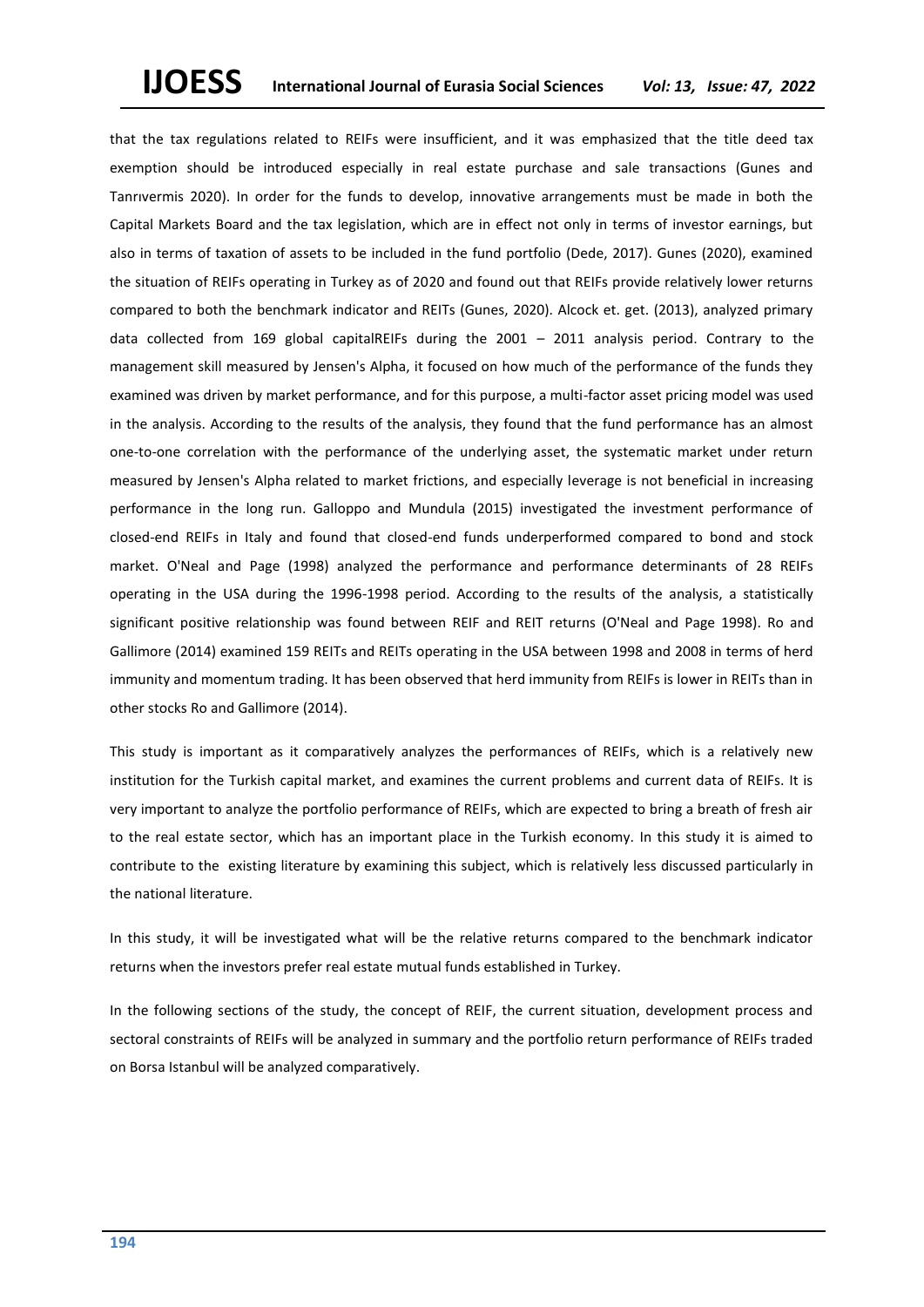that the tax regulations related to REIFs were insufficient, and it was emphasized that the title deed tax exemption should be introduced especially in real estate purchase and sale transactions (Gunes and Tanrıvermis 2020). In order for the funds to develop, innovative arrangements must be made in both the Capital Markets Board and the tax legislation, which are in effect not only in terms of investor earnings, but also in terms of taxation of assets to be included in the fund portfolio (Dede, 2017). Gunes (2020), examined the situation of REIFs operating in Turkey as of 2020 and found out that REIFs provide relatively lower returns compared to both the benchmark indicator and REITs (Gunes, 2020). Alcock et. get. (2013), analyzed primary data collected from 169 global capitalREIFs during the 2001 – 2011 analysis period. Contrary to the management skill measured by Jensen's Alpha, it focused on how much of the performance of the funds they examined was driven by market performance, and for this purpose, a multi-factor asset pricing model was used in the analysis. According to the results of the analysis, they found that the fund performance has an almost one-to-one correlation with the performance of the underlying asset, the systematic market under return measured by Jensen's Alpha related to market frictions, and especially leverage is not beneficial in increasing performance in the long run. Galloppo and Mundula (2015) investigated the investment performance of closed-end REIFs in Italy and found that closed-end funds underperformed compared to bond and stock market. O'Neal and Page (1998) analyzed the performance and performance determinants of 28 REIFs operating in the USA during the 1996-1998 period. According to the results of the analysis, a statistically significant positive relationship was found between REIF and REIT returns (O'Neal and Page 1998). Ro and Gallimore (2014) examined 159 REITs and REITs operating in the USA between 1998 and 2008 in terms of herd immunity and momentum trading. It has been observed that herd immunity from REIFs is lower in REITs than in other stocks Ro and Gallimore (2014).

This study is important as it comparatively analyzes the performances of REIFs, which is a relatively new institution for the Turkish capital market, and examines the current problems and current data of REIFs. It is very important to analyze the portfolio performance of REIFs, which are expected to bring a breath of fresh air to the real estate sector, which has an important place in the Turkish economy. In this study it is aimed to contribute to the existing literature by examining this subject, which is relatively less discussed particularly in the national literature.

In this study, it will be investigated what will be the relative returns compared to the benchmark indicator returns when the investors prefer real estate mutual funds established in Turkey.

In the following sections of the study, the concept of REIF, the current situation, development process and sectoral constraints of REIFs will be analyzed in summary and the portfolio return performance of REIFs traded on Borsa Istanbul will be analyzed comparatively.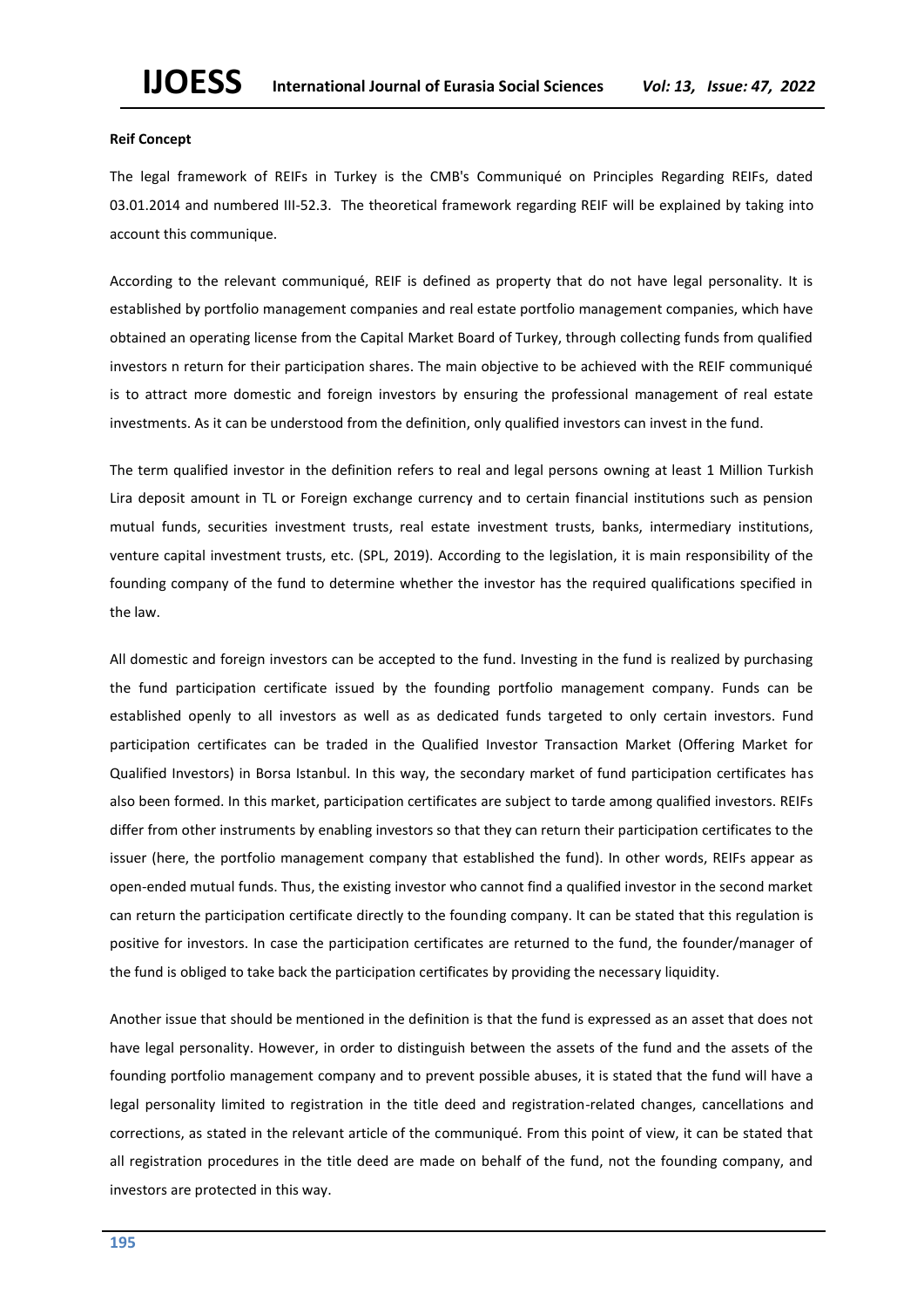**Reif Concept**

The legal framework of REIFs in Turkey is the CMB's Communiqué on Principles Regarding REIFs, dated 03.01.2014 and numbered III-52.3. The theoretical framework regarding REIF will be explained by taking into account this communique.

According to the relevant communiqué, REIF is defined as property that do not have legal personality. It is established by portfolio management companies and real estate portfolio management companies, which have obtained an operating license from the Capital Market Board of Turkey, through collecting funds from qualified investors n return for their participation shares. The main objective to be achieved with the REIF communiqué is to attract more domestic and foreign investors by ensuring the professional management of real estate investments. As it can be understood from the definition, only qualified investors can invest in the fund.

The term qualified investor in the definition refers to real and legal persons owning at least 1 Million Turkish Lira deposit amount in TL or Foreign exchange currency and to certain financial institutions such as pension mutual funds, securities investment trusts, real estate investment trusts, banks, intermediary institutions, venture capital investment trusts, etc. (SPL, 2019). According to the legislation, it is main responsibility of the founding company of the fund to determine whether the investor has the required qualifications specified in the law.

All domestic and foreign investors can be accepted to the fund. Investing in the fund is realized by purchasing the fund participation certificate issued by the founding portfolio management company. Funds can be established openly to all investors as well as as dedicated funds targeted to only certain investors. Fund participation certificates can be traded in the Qualified Investor Transaction Market (Offering Market for Qualified Investors) in Borsa Istanbul. In this way, the secondary market of fund participation certificates has also been formed. In this market, participation certificates are subject to tarde among qualified investors. REIFs differ from other instruments by enabling investors so that they can return their participation certificates to the issuer (here, the portfolio management company that established the fund). In other words, REIFs appear as open-ended mutual funds. Thus, the existing investor who cannot find a qualified investor in the second market can return the participation certificate directly to the founding company. It can be stated that this regulation is positive for investors. In case the participation certificates are returned to the fund, the founder/manager of the fund is obliged to take back the participation certificates by providing the necessary liquidity.

Another issue that should be mentioned in the definition is that the fund is expressed as an asset that does not have legal personality. However, in order to distinguish between the assets of the fund and the assets of the founding portfolio management company and to prevent possible abuses, it is stated that the fund will have a legal personality limited to registration in the title deed and registration-related changes, cancellations and corrections, as stated in the relevant article of the communiqué. From this point of view, it can be stated that all registration procedures in the title deed are made on behalf of the fund, not the founding company, and investors are protected in this way.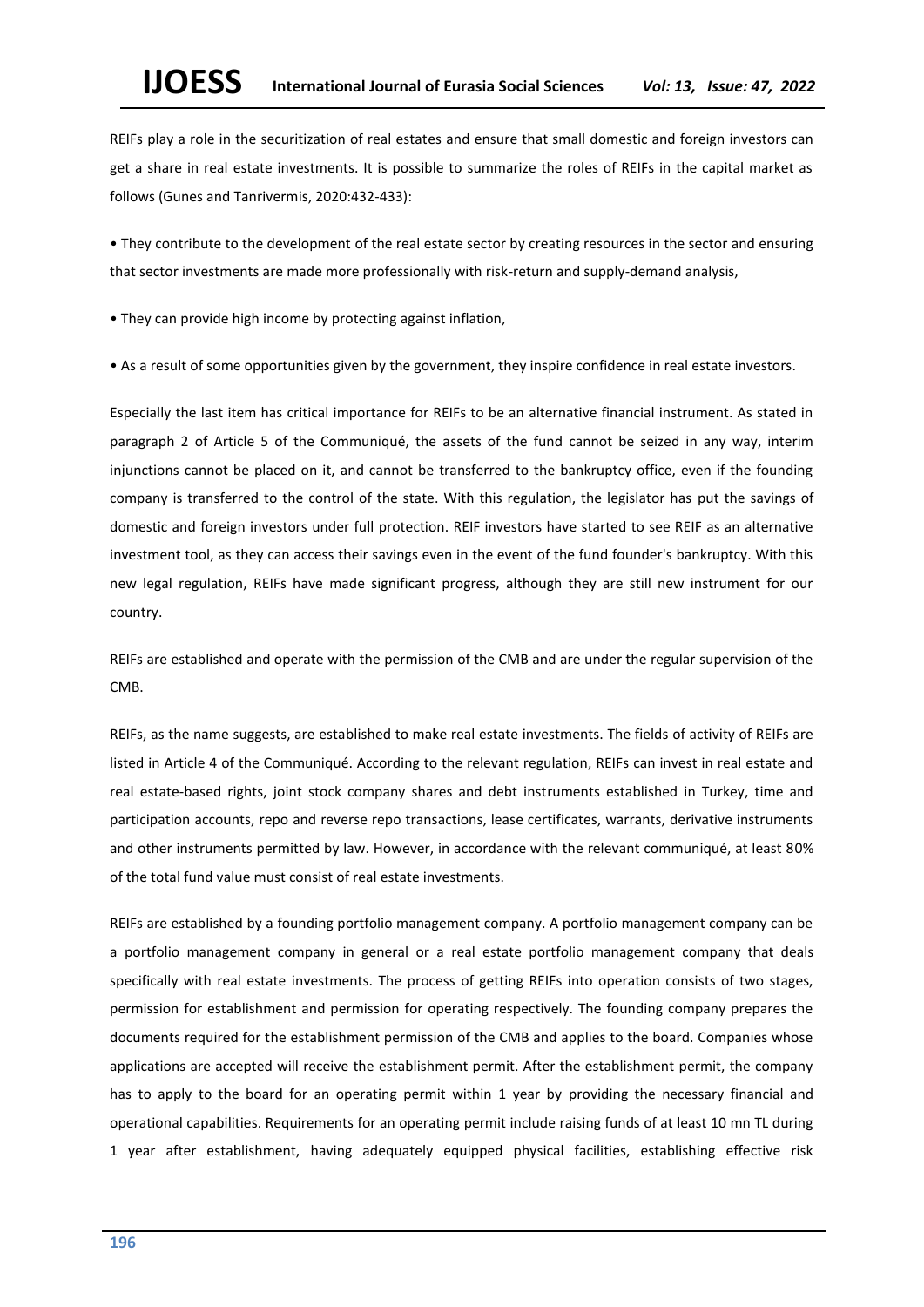REIFs play a role in the securitization of real estates and ensure that small domestic and foreign investors can get a share in real estate investments. It is possible to summarize the roles of REIFs in the capital market as follows (Gunes and Tanrivermis, 2020:432-433):

- They contribute to the development of the real estate sector by creating resources in the sector and ensuring that sector investments are made more professionally with risk-return and supply-demand analysis,
- They can provide high income by protecting against inflation,
- As a result of some opportunities given by the government, they inspire confidence in real estate investors.

Especially the last item has critical importance for REIFs to be an alternative financial instrument. As stated in paragraph 2 of Article 5 of the Communiqué, the assets of the fund cannot be seized in any way, interim injunctions cannot be placed on it, and cannot be transferred to the bankruptcy office, even if the founding company is transferred to the control of the state. With this regulation, the legislator has put the savings of domestic and foreign investors under full protection. REIF investors have started to see REIF as an alternative investment tool, as they can access their savings even in the event of the fund founder's bankruptcy. With this new legal regulation, REIFs have made significant progress, although they are still new instrument for our country.

REIFs are established and operate with the permission of the CMB and are under the regular supervision of the CMB.

REIFs, as the name suggests, are established to make real estate investments. The fields of activity of REIFs are listed in Article 4 of the Communiqué. According to the relevant regulation, REIFs can invest in real estate and real estate-based rights, joint stock company shares and debt instruments established in Turkey, time and participation accounts, repo and reverse repo transactions, lease certificates, warrants, derivative instruments and other instruments permitted by law. However, in accordance with the relevant communiqué, at least 80% of the total fund value must consist of real estate investments.

REIFs are established by a founding portfolio management company. A portfolio management company can be a portfolio management company in general or a real estate portfolio management company that deals specifically with real estate investments. The process of getting REIFs into operation consists of two stages, permission for establishment and permission for operating respectively. The founding company prepares the documents required for the establishment permission of the CMB and applies to the board. Companies whose applications are accepted will receive the establishment permit. After the establishment permit, the company has to apply to the board for an operating permit within 1 year by providing the necessary financial and operational capabilities. Requirements for an operating permit include raising funds of at least 10 mn TL during 1 year after establishment, having adequately equipped physical facilities, establishing effective risk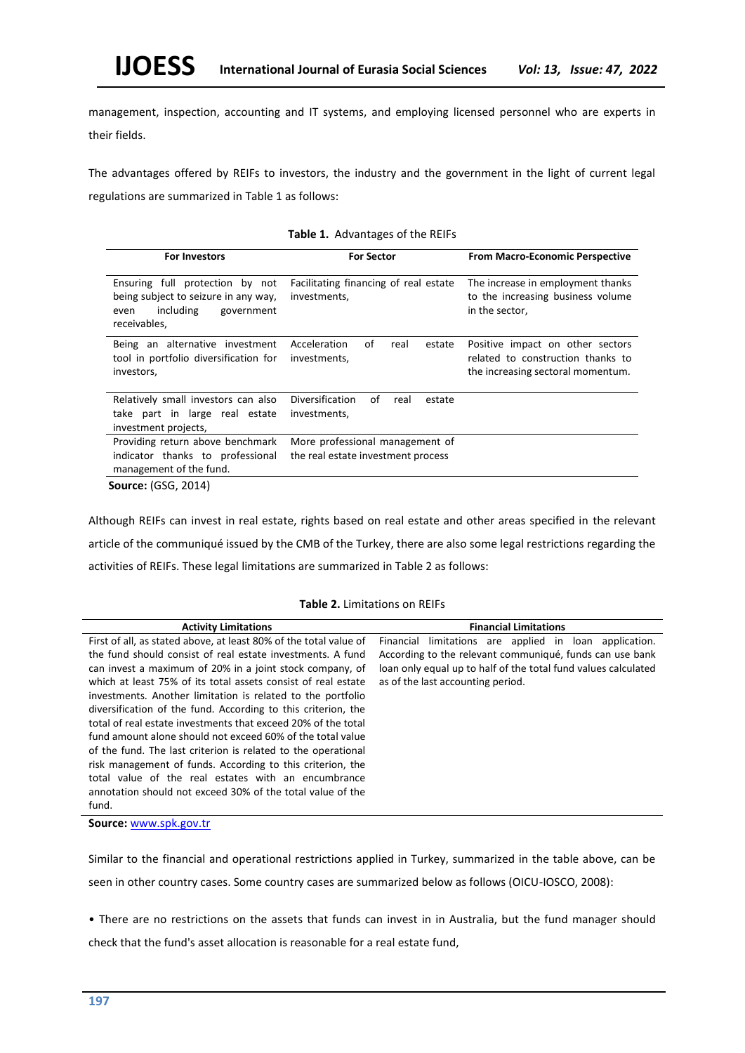management, inspection, accounting and IT systems, and employing licensed personnel who are experts in their fields.

The advantages offered by REIFs to investors, the industry and the government in the light of current legal regulations are summarized in Table 1 as follows:

**Table 1.** Advantages of the REIFs

| For Investors | For Sector | From Macro-Economic Perspective |
|---|---|---|
| Ensuring full protection by not being subject to seizure in any way, even including government receivables, | Facilitating financing of real estate investments, | The increase in employment thanks to the increasing business volume in the sector, |
| Being an alternative investment tool in portfolio diversification for investors, | Acceleration of real estate investments, | Positive impact on other sectors related to construction thanks to the increasing sectoral momentum. |
| Relatively small investors can also take part in large real estate investment projects, | Diversification of real estate investments, | |
| Providing return above benchmark indicator thanks to professional management of the fund. | More professional management of the real estate investment process | |

**Source:** (GSG, 2014)

Although REIFs can invest in real estate, rights based on real estate and other areas specified in the relevant article of the communiqué issued by the CMB of the Turkey, there are also some legal restrictions regarding the activities of REIFs. These legal limitations are summarized in Table 2 as follows:

**Table 2.** Limitations on REIFs

| Activity Limitations | Financial Limitations |
|---|---|
| First of all, as stated above, at least 80% of the total value of the fund should consist of real estate investments. A fund can invest a maximum of 20% in a joint stock company, of which at least 75% of its total assets consist of real estate investments. Another limitation is related to the portfolio diversification of the fund. According to this criterion, the total of real estate investments that exceed 20% of the total fund amount alone should not exceed 60% of the total value of the fund. The last criterion is related to the operational risk management of funds. According to this criterion, the total value of the real estates with an encumbrance annotation should not exceed 30% of the total value of the fund. | Financial limitations are applied in loan application. According to the relevant communiqué, funds can use bank loan only equal up to half of the total fund values calculated as of the last accounting period. |

**Source:** www.spk.gov.tr

Similar to the financial and operational restrictions applied in Turkey, summarized in the table above, can be seen in other country cases. Some country cases are summarized below as follows (OICU-IOSCO, 2008):

- There are no restrictions on the assets that funds can invest in in Australia, but the fund manager should check that the fund's asset allocation is reasonable for a real estate fund,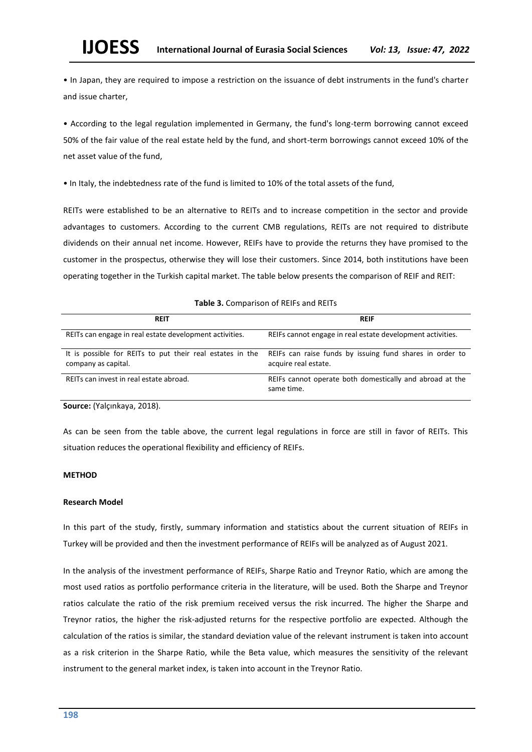• In Japan, they are required to impose a restriction on the issuance of debt instruments in the fund's charter and issue charter,

• According to the legal regulation implemented in Germany, the fund's long-term borrowing cannot exceed 50% of the fair value of the real estate held by the fund, and short-term borrowings cannot exceed 10% of the net asset value of the fund,

• In Italy, the indebtedness rate of the fund is limited to 10% of the total assets of the fund,

REITs were established to be an alternative to REITs and to increase competition in the sector and provide advantages to customers. According to the current CMB regulations, REITs are not required to distribute dividends on their annual net income. However, REIFs have to provide the returns they have promised to the customer in the prospectus, otherwise they will lose their customers. Since 2014, both institutions have been operating together in the Turkish capital market. The table below presents the comparison of REIF and REIT:

**Table 3.** Comparison of REIFs and REITs

| REIT | REIF |
|---|---|
| REITs can engage in real estate development activities. | REIFs cannot engage in real estate development activities. |
| It is possible for REITs to put their real estates in the company as capital. | REIFs can raise funds by issuing fund shares in order to acquire real estate. |
| REITs can invest in real estate abroad. | REIFs cannot operate both domestically and abroad at the same time. |

**Source:** (Yalçınkaya, 2018).

As can be seen from the table above, the current legal regulations in force are still in favor of REITs. This situation reduces the operational flexibility and efficiency of REIFs.

## METHOD

### Research Model

In this part of the study, firstly, summary information and statistics about the current situation of REIFs in Turkey will be provided and then the investment performance of REIFs will be analyzed as of August 2021.

In the analysis of the investment performance of REIFs, Sharpe Ratio and Treynor Ratio, which are among the most used ratios as portfolio performance criteria in the literature, will be used. Both the Sharpe and Treynor ratios calculate the ratio of the risk premium received versus the risk incurred. The higher the Sharpe and Treynor ratios, the higher the risk-adjusted returns for the respective portfolio are expected. Although the calculation of the ratios is similar, the standard deviation value of the relevant instrument is taken into account as a risk criterion in the Sharpe Ratio, while the Beta value, which measures the sensitivity of the relevant instrument to the general market index, is taken into account in the Treynor Ratio.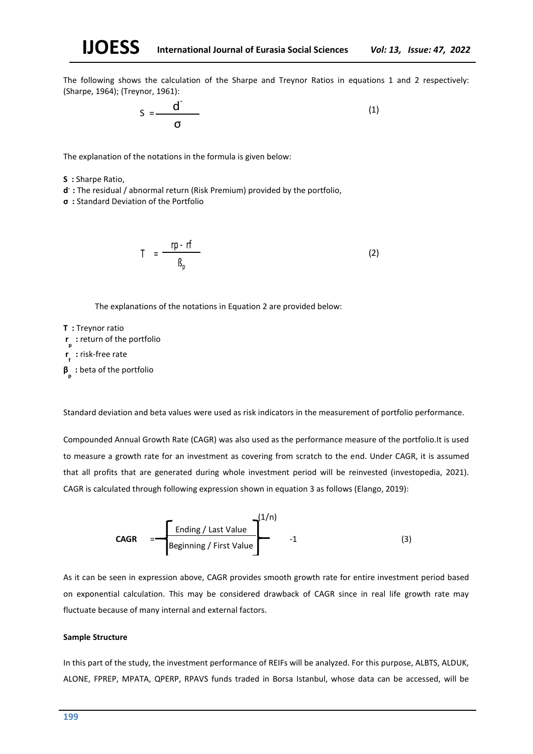The following shows the calculation of the Sharpe and Treynor Ratios in equations 1 and 2 respectively: (Sharpe, 1964); (Treynor, 1961):

$$S = \frac{\bar{d}}{\sigma} \tag{1}$$

The explanation of the notations in the formula is given below:

**S :** Sharpe Ratio,

**$\bar{d}$ :** The residual / abnormal return (Risk Premium) provided by the portfolio,

**σ :** Standard Deviation of the Portfolio

$$T = \frac{r_p - r_f}{\beta_p} \tag{2}$$

The explanations of the notations in Equation 2 are provided below:

**T :** Treynor ratio

**$r_p$ :** return of the portfolio

**$r_f$ :** risk-free rate

**$\beta_p$ :** beta of the portfolio

Standard deviation and beta values were used as risk indicators in the measurement of portfolio performance.

Compounded Annual Growth Rate (CAGR) was also used as the performance measure of the portfolio.It is used to measure a growth rate for an investment as covering from scratch to the end. Under CAGR, it is assumed that all profits that are generated during whole investment period will be reinvested (investopedia, 2021). CAGR is calculated through following expression shown in equation 3 as follows (Elango, 2019):

$$\textbf{CAGR} = \left[\frac{\text{Ending / Last Value}}{\text{Beginning / First Value}}\right]^{(1/n)} - 1 \tag{3}$$

As it can be seen in expression above, CAGR provides smooth growth rate for entire investment period based on exponential calculation. This may be considered drawback of CAGR since in real life growth rate may fluctuate because of many internal and external factors.

**Sample Structure**

In this part of the study, the investment performance of REIFs will be analyzed. For this purpose, ALBTS, ALDUK, ALONE, FPREP, MPATA, QPERP, RPAVS funds traded in Borsa Istanbul, whose data can be accessed, will be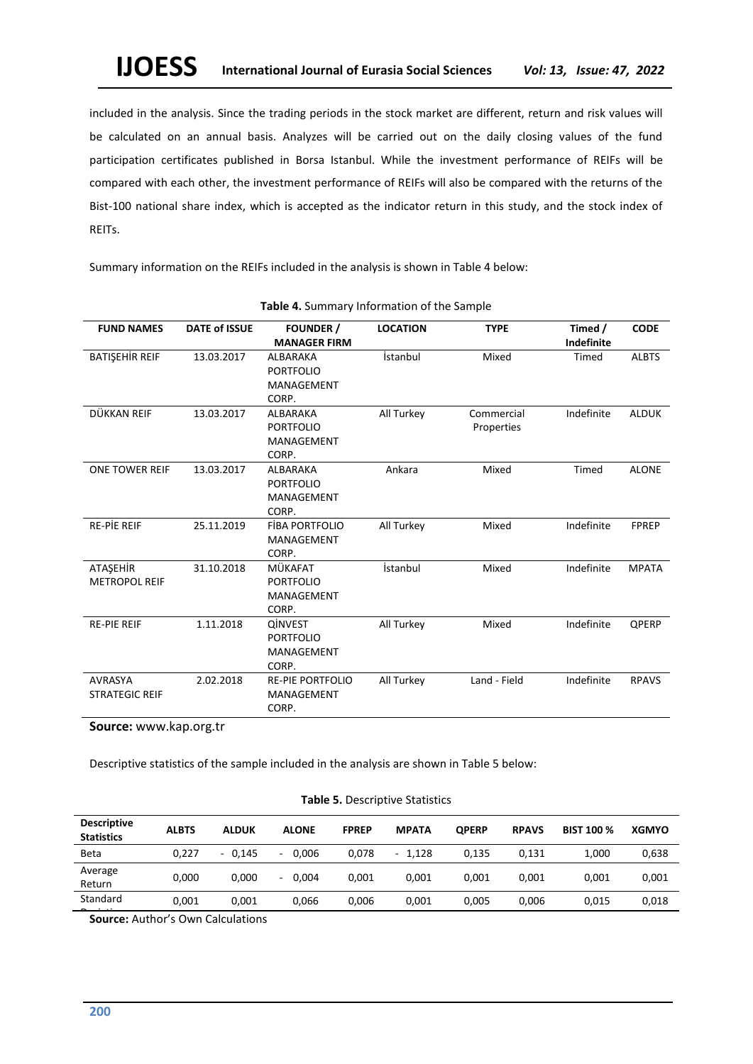included in the analysis. Since the trading periods in the stock market are different, return and risk values will be calculated on an annual basis. Analyzes will be carried out on the daily closing values of the fund participation certificates published in Borsa Istanbul. While the investment performance of REIFs will be compared with each other, the investment performance of REIFs will also be compared with the returns of the Bist-100 national share index, which is accepted as the indicator return in this study, and the stock index of REITs.

Summary information on the REIFs included in the analysis is shown in Table 4 below:

**Table 4.** Summary Information of the Sample

| FUND NAMES | DATE of ISSUE | FOUNDER / MANAGER FIRM | LOCATION | TYPE | Timed / Indefinite | CODE |
|---|---|---|---|---|---|---|
| BATIŞEHİR REIF | 13.03.2017 | ALBARAKA PORTFOLIO MANAGEMENT CORP. | İstanbul | Mixed | Timed | ALBTS |
| DÜKKAN REIF | 13.03.2017 | ALBARAKA PORTFOLIO MANAGEMENT CORP. | All Turkey | Commercial Properties | Indefinite | ALDUK |
| ONE TOWER REIF | 13.03.2017 | ALBARAKA PORTFOLIO MANAGEMENT CORP. | Ankara | Mixed | Timed | ALONE |
| RE-PİE REIF | 25.11.2019 | FİBA PORTFOLIO MANAGEMENT CORP. | All Turkey | Mixed | Indefinite | FPREP |
| ATAŞEHİR METROPOL REIF | 31.10.2018 | MÜKAFAT PORTFOLIO MANAGEMENT CORP. | İstanbul | Mixed | Indefinite | MPATA |
| RE-PIE REIF | 1.11.2018 | QİNVEST PORTFOLIO MANAGEMENT CORP. | All Turkey | Mixed | Indefinite | QPERP |
| AVRASYA STRATEGIC REIF | 2.02.2018 | RE-PIE PORTFOLIO MANAGEMENT CORP. | All Turkey | Land - Field | Indefinite | RPAVS |

**Source:** www.kap.org.tr

Descriptive statistics of the sample included in the analysis are shown in Table 5 below:

**Table 5.** Descriptive Statistics

| Descriptive Statistics | ALBTS | ALDUK | ALONE | FPREP | MPATA | QPERP | RPAVS | BIST 100 % | XGMYO |
|---|---|---|---|---|---|---|---|---|---|
| Beta | 0,227 | - 0,145 | - 0,006 | 0,078 | - 1,128 | 0,135 | 0,131 | 1,000 | 0,638 |
| Average Return | 0,000 | 0,000 | - 0,004 | 0,001 | 0,001 | 0,001 | 0,001 | 0,001 | 0,001 |
| Standard Deviation | 0,001 | 0,001 | 0,066 | 0,006 | 0,001 | 0,005 | 0,006 | 0,015 | 0,018 |

**Source:** Author's Own Calculations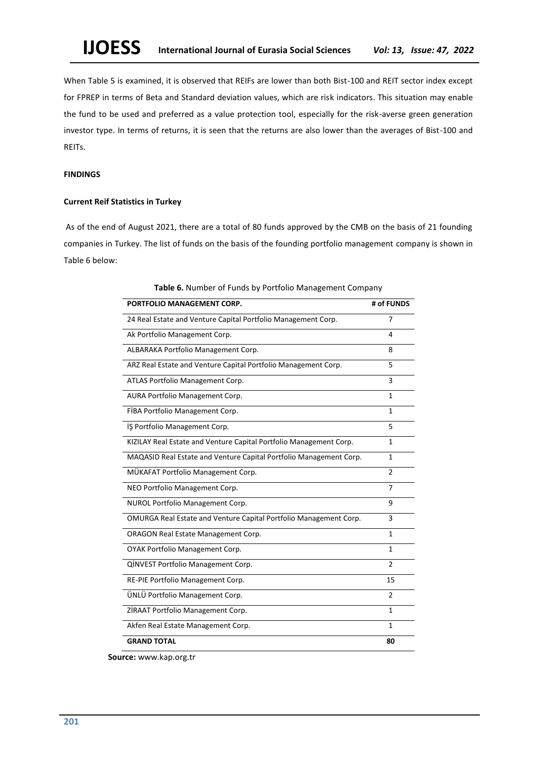When Table 5 is examined, it is observed that REIFs are lower than both Bist-100 and REIT sector index except for FPREP in terms of Beta and Standard deviation values, which are risk indicators. This situation may enable the fund to be used and preferred as a value protection tool, especially for the risk-averse green generation investor type. In terms of returns, it is seen that the returns are also lower than the averages of Bist-100 and REITs.

## FINDINGS

### Current Reif Statistics in Turkey

As of the end of August 2021, there are a total of 80 funds approved by the CMB on the basis of 21 founding companies in Turkey. The list of funds on the basis of the founding portfolio management company is shown in Table 6 below:

**Table 6.** Number of Funds by Portfolio Management Company

| PORTFOLIO MANAGEMENT CORP. | # of FUNDS |
|---|---|
| 24 Real Estate and Venture Capital Portfolio Management Corp. | 7 |
| Ak Portfolio Management Corp. | 4 |
| ALBARAKA Portfolio Management Corp. | 8 |
| ARZ Real Estate and Venture Capital Portfolio Management Corp. | 5 |
| ATLAS Portfolio Management Corp. | 3 |
| AURA Portfolio Management Corp. | 1 |
| FİBA Portfolio Management Corp. | 1 |
| İŞ Portfolio Management Corp. | 5 |
| KIZILAY Real Estate and Venture Capital Portfolio Management Corp. | 1 |
| MAQASID Real Estate and Venture Capital Portfolio Management Corp. | 1 |
| MÜKAFAT Portfolio Management Corp. | 2 |
| NEO Portfolio Management Corp. | 7 |
| NUROL Portfolio Management Corp. | 9 |
| OMURGA Real Estate and Venture Capital Portfolio Management Corp. | 3 |
| ORAGON Real Estate Management Corp. | 1 |
| OYAK Portfolio Management Corp. | 1 |
| QİNVEST Portfolio Management Corp. | 2 |
| RE-PIE Portfolio Management Corp. | 15 |
| ÜNLÜ Portfolio Management Corp. | 2 |
| ZİRAAT Portfolio Management Corp. | 1 |
| Akfen Real Estate Management Corp. | 1 |
| **GRAND TOTAL** | **80** |

**Source:** www.kap.org.tr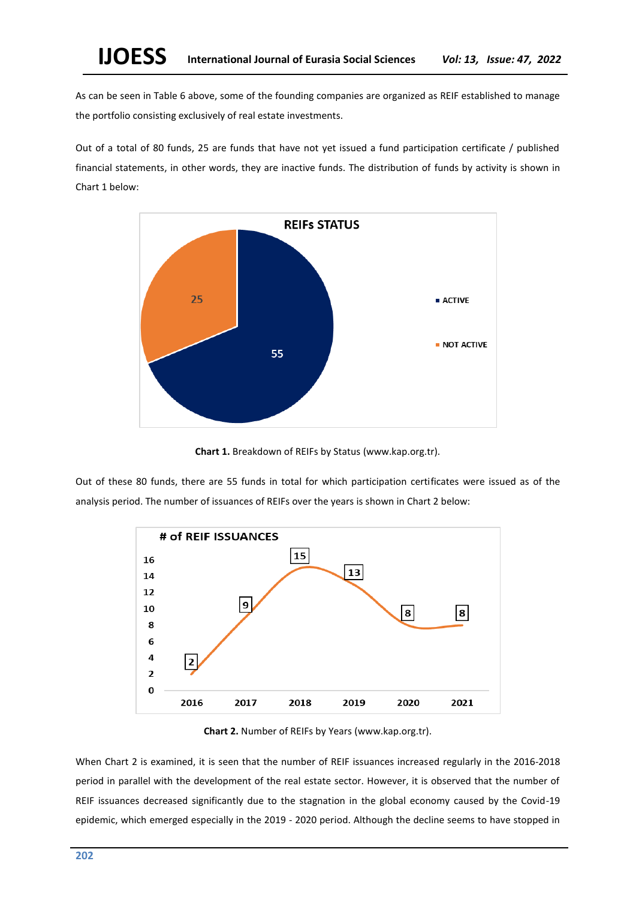As can be seen in Table 6 above, some of the founding companies are organized as REIF established to manage the portfolio consisting exclusively of real estate investments.

Out of a total of 80 funds, 25 are funds that have not yet issued a fund participation certificate / published financial statements, in other words, they are inactive funds. The distribution of funds by activity is shown in Chart 1 below:

**Chart 1.** Breakdown of REIFs by Status (www.kap.org.tr).

Out of these 80 funds, there are 55 funds in total for which participation certificates were issued as of the analysis period. The number of issuances of REIFs over the years is shown in Chart 2 below:

**Chart 2.** Number of REIFs by Years (www.kap.org.tr).

When Chart 2 is examined, it is seen that the number of REIF issuances increased regularly in the 2016-2018 period in parallel with the development of the real estate sector. However, it is observed that the number of REIF issuances decreased significantly due to the stagnation in the global economy caused by the Covid-19 epidemic, which emerged especially in the 2019 - 2020 period. Although the decline seems to have stopped in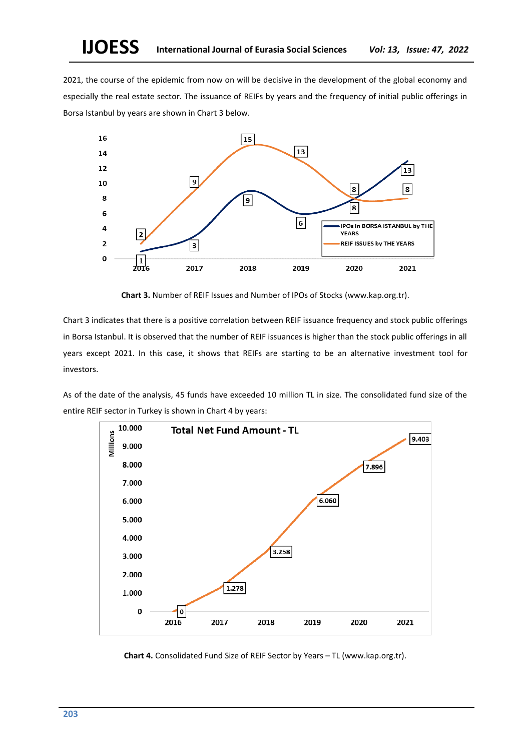2021, the course of the epidemic from now on will be decisive in the development of the global economy and especially the real estate sector. The issuance of REIFs by years and the frequency of initial public offerings in Borsa Istanbul by years are shown in Chart 3 below.

**Chart 3.** Number of REIF Issues and Number of IPOs of Stocks (www.kap.org.tr).

Chart 3 indicates that there is a positive correlation between REIF issuance frequency and stock public offerings in Borsa Istanbul. It is observed that the number of REIF issuances is higher than the stock public offerings in all years except 2021. In this case, it shows that REIFs are starting to be an alternative investment tool for investors.

As of the date of the analysis, 45 funds have exceeded 10 million TL in size. The consolidated fund size of the entire REIF sector in Turkey is shown in Chart 4 by years:

**Chart 4.** Consolidated Fund Size of REIF Sector by Years – TL (www.kap.org.tr).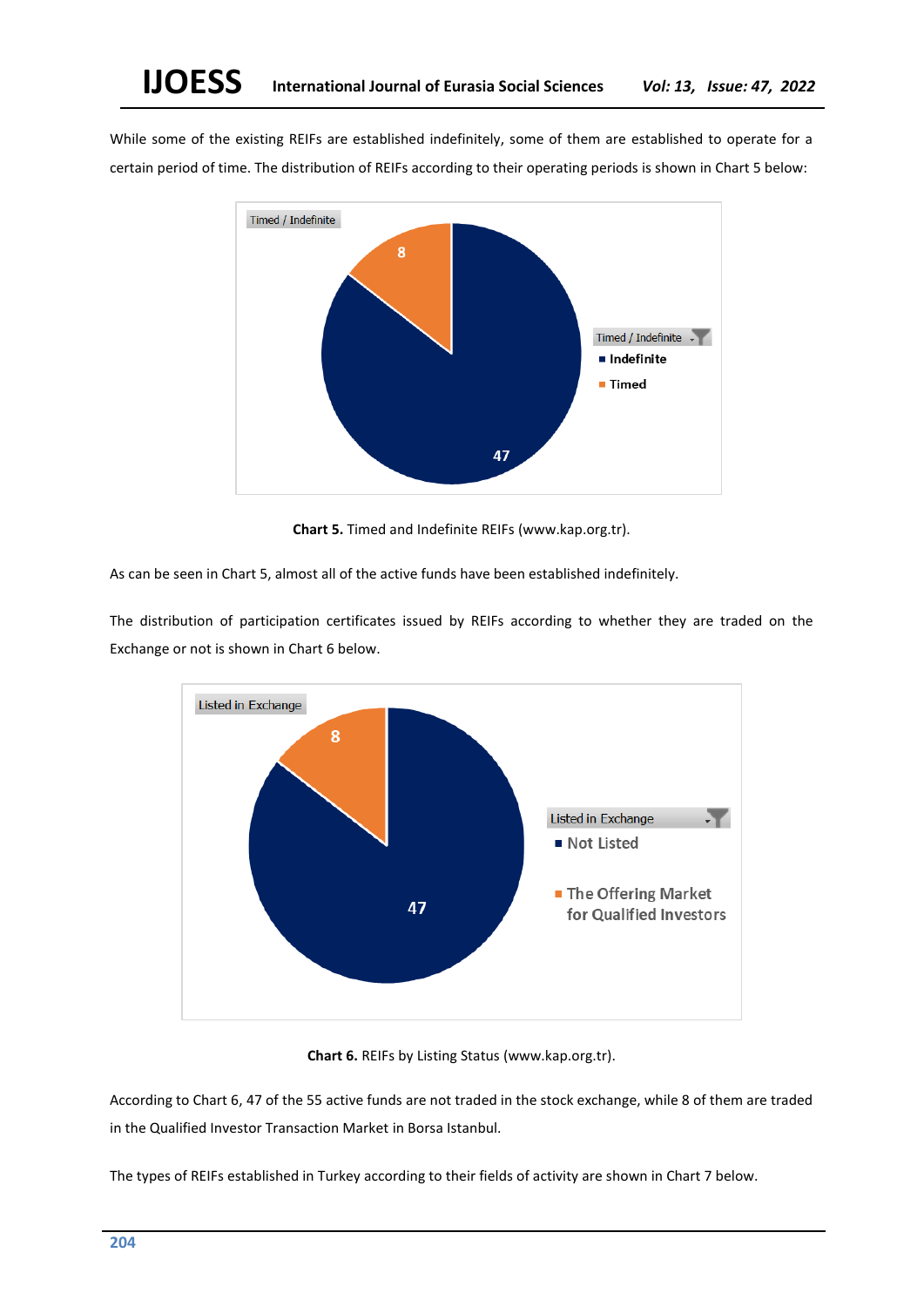While some of the existing REIFs are established indefinitely, some of them are established to operate for a certain period of time. The distribution of REIFs according to their operating periods is shown in Chart 5 below:

**Chart 5.** Timed and Indefinite REIFs (www.kap.org.tr).

As can be seen in Chart 5, almost all of the active funds have been established indefinitely.

The distribution of participation certificates issued by REIFs according to whether they are traded on the Exchange or not is shown in Chart 6 below.

**Chart 6.** REIFs by Listing Status (www.kap.org.tr).

According to Chart 6, 47 of the 55 active funds are not traded in the stock exchange, while 8 of them are traded in the Qualified Investor Transaction Market in Borsa Istanbul.

The types of REIFs established in Turkey according to their fields of activity are shown in Chart 7 below.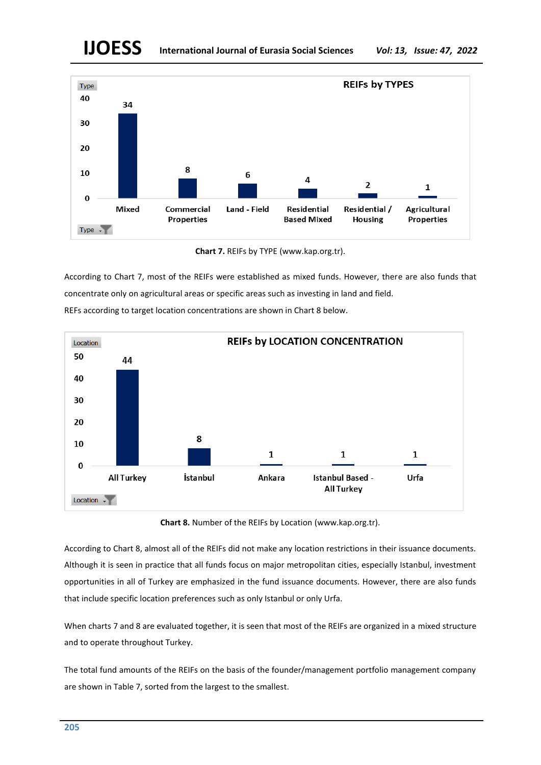Chart 7. REIFs by TYPE (www.kap.org.tr).

According to Chart 7, most of the REIFs were established as mixed funds. However, there are also funds that concentrate only on agricultural areas or specific areas such as investing in land and field.

REFs according to target location concentrations are shown in Chart 8 below.

**Chart 8.** Number of the REIFs by Location (www.kap.org.tr).

According to Chart 8, almost all of the REIFs did not make any location restrictions in their issuance documents. Although it is seen in practice that all funds focus on major metropolitan cities, especially Istanbul, investment opportunities in all of Turkey are emphasized in the fund issuance documents. However, there are also funds that include specific location preferences such as only Istanbul or only Urfa.

When charts 7 and 8 are evaluated together, it is seen that most of the REIFs are organized in a mixed structure and to operate throughout Turkey.

The total fund amounts of the REIFs on the basis of the founder/management portfolio management company are shown in Table 7, sorted from the largest to the smallest.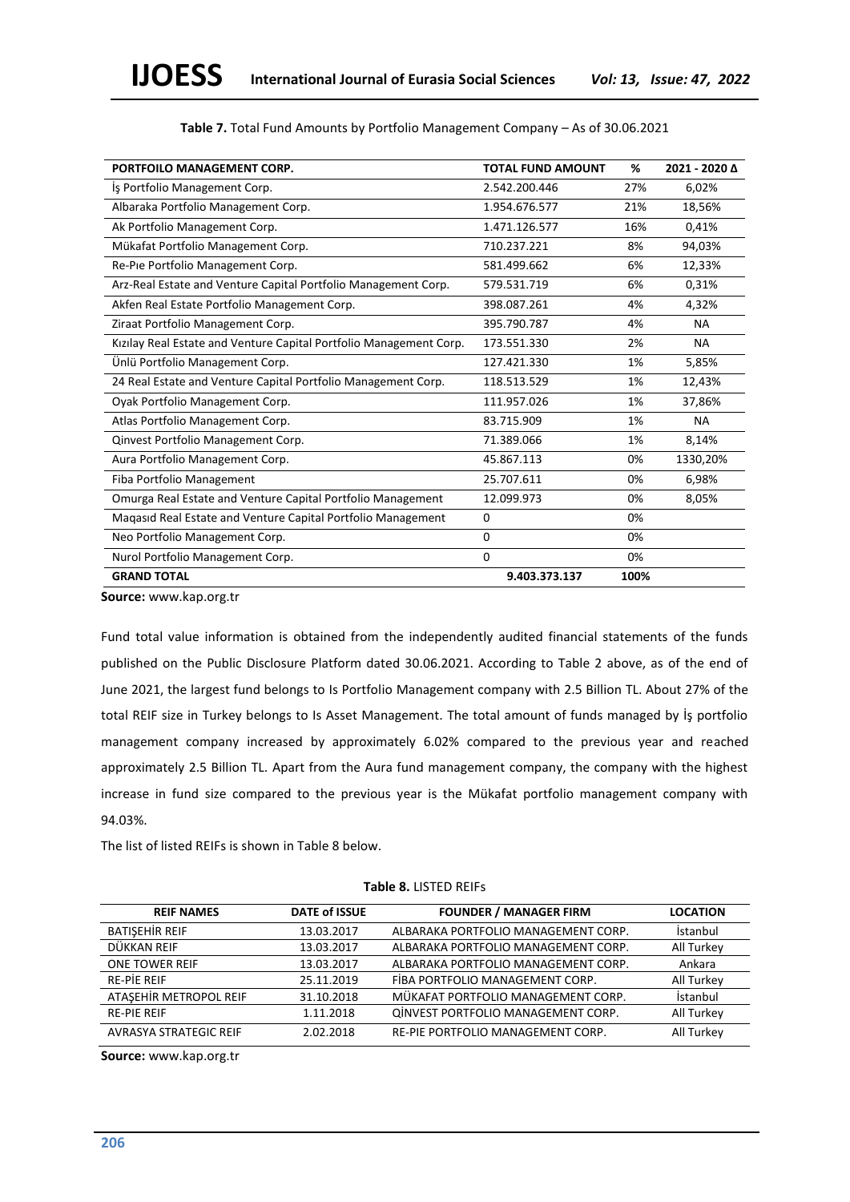**Table 7.** Total Fund Amounts by Portfolio Management Company – As of 30.06.2021

| PORTFOILO MANAGEMENT CORP. | TOTAL FUND AMOUNT | % | 2021 - 2020 Δ |
|---|---|---|---|
| İş Portfolio Management Corp. | 2.542.200.446 | 27% | 6,02% |
| Albaraka Portfolio Management Corp. | 1.954.676.577 | 21% | 18,56% |
| Ak Portfolio Management Corp. | 1.471.126.577 | 16% | 0,41% |
| Mükafat Portfolio Management Corp. | 710.237.221 | 8% | 94,03% |
| Re-Pıe Portfolio Management Corp. | 581.499.662 | 6% | 12,33% |
| Arz-Real Estate and Venture Capital Portfolio Management Corp. | 579.531.719 | 6% | 0,31% |
| Akfen Real Estate Portfolio Management Corp. | 398.087.261 | 4% | 4,32% |
| Ziraat Portfolio Management Corp. | 395.790.787 | 4% | NA |
| Kızılay Real Estate and Venture Capital Portfolio Management Corp. | 173.551.330 | 2% | NA |
| Ünlü Portfolio Management Corp. | 127.421.330 | 1% | 5,85% |
| 24 Real Estate and Venture Capital Portfolio Management Corp. | 118.513.529 | 1% | 12,43% |
| Oyak Portfolio Management Corp. | 111.957.026 | 1% | 37,86% |
| Atlas Portfolio Management Corp. | 83.715.909 | 1% | NA |
| Qinvest Portfolio Management Corp. | 71.389.066 | 1% | 8,14% |
| Aura Portfolio Management Corp. | 45.867.113 | 0% | 1330,20% |
| Fiba Portfolio Management | 25.707.611 | 0% | 6,98% |
| Omurga Real Estate and Venture Capital Portfolio Management | 12.099.973 | 0% | 8,05% |
| Maqasıd Real Estate and Venture Capital Portfolio Management | 0 | 0% | |
| Neo Portfolio Management Corp. | 0 | 0% | |
| Nurol Portfolio Management Corp. | 0 | 0% | |
| **GRAND TOTAL** | **9.403.373.137** | **100%** | |

**Source:** www.kap.org.tr

Fund total value information is obtained from the independently audited financial statements of the funds published on the Public Disclosure Platform dated 30.06.2021. According to Table 2 above, as of the end of June 2021, the largest fund belongs to Is Portfolio Management company with 2.5 Billion TL. About 27% of the total REIF size in Turkey belongs to Is Asset Management. The total amount of funds managed by İş portfolio management company increased by approximately 6.02% compared to the previous year and reached approximately 2.5 Billion TL. Apart from the Aura fund management company, the company with the highest increase in fund size compared to the previous year is the Mükafat portfolio management company with 94.03%.

The list of listed REIFs is shown in Table 8 below.

**Table 8.** LISTED REIFs

| REIF NAMES | DATE of ISSUE | FOUNDER / MANAGER FIRM | LOCATION |
|---|---|---|---|
| BATIŞEHİR REIF | 13.03.2017 | ALBARAKA PORTFOLIO MANAGEMENT CORP. | İstanbul |
| DÜKKAN REIF | 13.03.2017 | ALBARAKA PORTFOLIO MANAGEMENT CORP. | All Turkey |
| ONE TOWER REIF | 13.03.2017 | ALBARAKA PORTFOLIO MANAGEMENT CORP. | Ankara |
| RE-PİE REIF | 25.11.2019 | FİBA PORTFOLIO MANAGEMENT CORP. | All Turkey |
| ATAŞEHİR METROPOL REIF | 31.10.2018 | MÜKAFAT PORTFOLIO MANAGEMENT CORP. | İstanbul |
| RE-PIE REIF | 1.11.2018 | QİNVEST PORTFOLIO MANAGEMENT CORP. | All Turkey |
| AVRASYA STRATEGIC REIF | 2.02.2018 | RE-PIE PORTFOLIO MANAGEMENT CORP. | All Turkey |

**Source:** www.kap.org.tr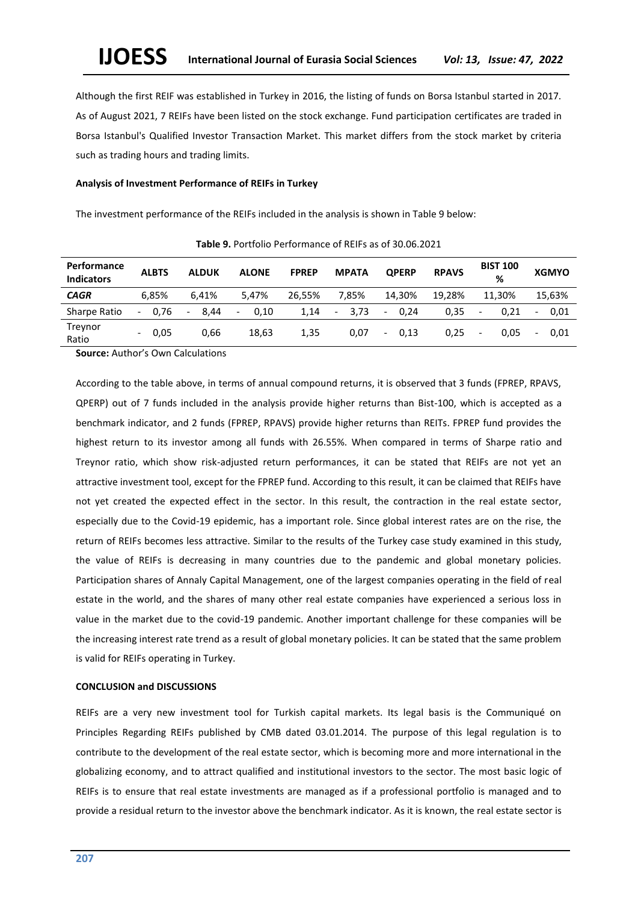Although the first REIF was established in Turkey in 2016, the listing of funds on Borsa Istanbul started in 2017. As of August 2021, 7 REIFs have been listed on the stock exchange. Fund participation certificates are traded in Borsa Istanbul's Qualified Investor Transaction Market. This market differs from the stock market by criteria such as trading hours and trading limits.

**Analysis of Investment Performance of REIFs in Turkey**

The investment performance of the REIFs included in the analysis is shown in Table 9 below:

**Table 9.** Portfolio Performance of REIFs as of 30.06.2021

| Performance Indicators | ALBTS | ALDUK | ALONE | FPREP | MPATA | QPERP | RPAVS | BIST 100 % | XGMYO |
|---|---|---|---|---|---|---|---|---|---|
| ***CAGR*** | 6,85% | 6,41% | 5,47% | 26,55% | 7,85% | 14,30% | 19,28% | 11,30% | 15,63% |
| Sharpe Ratio | - 0,76 | - 8,44 | - 0,10 | 1,14 | - 3,73 | - 0,24 | 0,35 | - 0,21 | - 0,01 |
| Treynor Ratio | - 0,05 | 0,66 | 18,63 | 1,35 | 0,07 | - 0,13 | 0,25 | - 0,05 | - 0,01 |

**Source:** Author's Own Calculations

According to the table above, in terms of annual compound returns, it is observed that 3 funds (FPREP, RPAVS, QPERP) out of 7 funds included in the analysis provide higher returns than Bist-100, which is accepted as a benchmark indicator, and 2 funds (FPREP, RPAVS) provide higher returns than REITs. FPREP fund provides the highest return to its investor among all funds with 26.55%. When compared in terms of Sharpe ratio and Treynor ratio, which show risk-adjusted return performances, it can be stated that REIFs are not yet an attractive investment tool, except for the FPREP fund. According to this result, it can be claimed that REIFs have not yet created the expected effect in the sector. In this result, the contraction in the real estate sector, especially due to the Covid-19 epidemic, has a important role. Since global interest rates are on the rise, the return of REIFs becomes less attractive. Similar to the results of the Turkey case study examined in this study, the value of REIFs is decreasing in many countries due to the pandemic and global monetary policies. Participation shares of Annaly Capital Management, one of the largest companies operating in the field of real estate in the world, and the shares of many other real estate companies have experienced a serious loss in value in the market due to the covid-19 pandemic. Another important challenge for these companies will be the increasing interest rate trend as a result of global monetary policies. It can be stated that the same problem is valid for REIFs operating in Turkey.

**CONCLUSION and DISCUSSIONS**

REIFs are a very new investment tool for Turkish capital markets. Its legal basis is the Communiqué on Principles Regarding REIFs published by CMB dated 03.01.2014. The purpose of this legal regulation is to contribute to the development of the real estate sector, which is becoming more and more international in the globalizing economy, and to attract qualified and institutional investors to the sector. The most basic logic of REIFs is to ensure that real estate investments are managed as if a professional portfolio is managed and to provide a residual return to the investor above the benchmark indicator. As it is known, the real estate sector is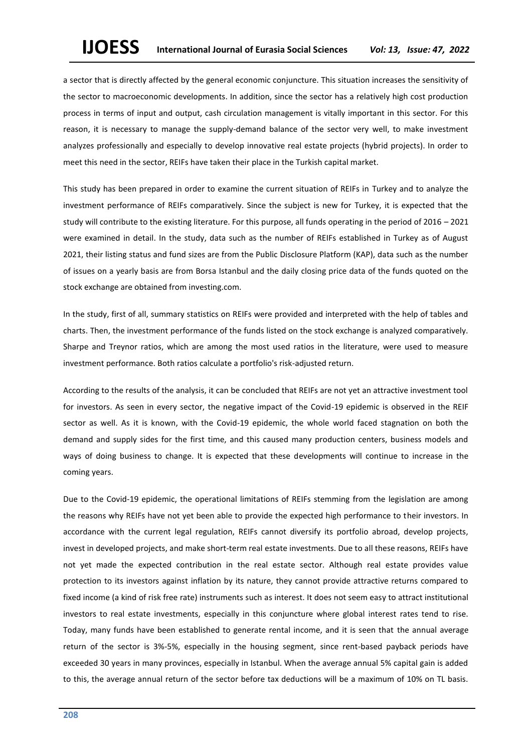a sector that is directly affected by the general economic conjuncture. This situation increases the sensitivity of the sector to macroeconomic developments. In addition, since the sector has a relatively high cost production process in terms of input and output, cash circulation management is vitally important in this sector. For this reason, it is necessary to manage the supply-demand balance of the sector very well, to make investment analyzes professionally and especially to develop innovative real estate projects (hybrid projects). In order to meet this need in the sector, REIFs have taken their place in the Turkish capital market.

This study has been prepared in order to examine the current situation of REIFs in Turkey and to analyze the investment performance of REIFs comparatively. Since the subject is new for Turkey, it is expected that the study will contribute to the existing literature. For this purpose, all funds operating in the period of 2016 – 2021 were examined in detail. In the study, data such as the number of REIFs established in Turkey as of August 2021, their listing status and fund sizes are from the Public Disclosure Platform (KAP), data such as the number of issues on a yearly basis are from Borsa Istanbul and the daily closing price data of the funds quoted on the stock exchange are obtained from investing.com.

In the study, first of all, summary statistics on REIFs were provided and interpreted with the help of tables and charts. Then, the investment performance of the funds listed on the stock exchange is analyzed comparatively. Sharpe and Treynor ratios, which are among the most used ratios in the literature, were used to measure investment performance. Both ratios calculate a portfolio's risk-adjusted return.

According to the results of the analysis, it can be concluded that REIFs are not yet an attractive investment tool for investors. As seen in every sector, the negative impact of the Covid-19 epidemic is observed in the REIF sector as well. As it is known, with the Covid-19 epidemic, the whole world faced stagnation on both the demand and supply sides for the first time, and this caused many production centers, business models and ways of doing business to change. It is expected that these developments will continue to increase in the coming years.

Due to the Covid-19 epidemic, the operational limitations of REIFs stemming from the legislation are among the reasons why REIFs have not yet been able to provide the expected high performance to their investors. In accordance with the current legal regulation, REIFs cannot diversify its portfolio abroad, develop projects, invest in developed projects, and make short-term real estate investments. Due to all these reasons, REIFs have not yet made the expected contribution in the real estate sector. Although real estate provides value protection to its investors against inflation by its nature, they cannot provide attractive returns compared to fixed income (a kind of risk free rate) instruments such as interest. It does not seem easy to attract institutional investors to real estate investments, especially in this conjuncture where global interest rates tend to rise. Today, many funds have been established to generate rental income, and it is seen that the annual average return of the sector is 3%-5%, especially in the housing segment, since rent-based payback periods have exceeded 30 years in many provinces, especially in Istanbul. When the average annual 5% capital gain is added to this, the average annual return of the sector before tax deductions will be a maximum of 10% on TL basis.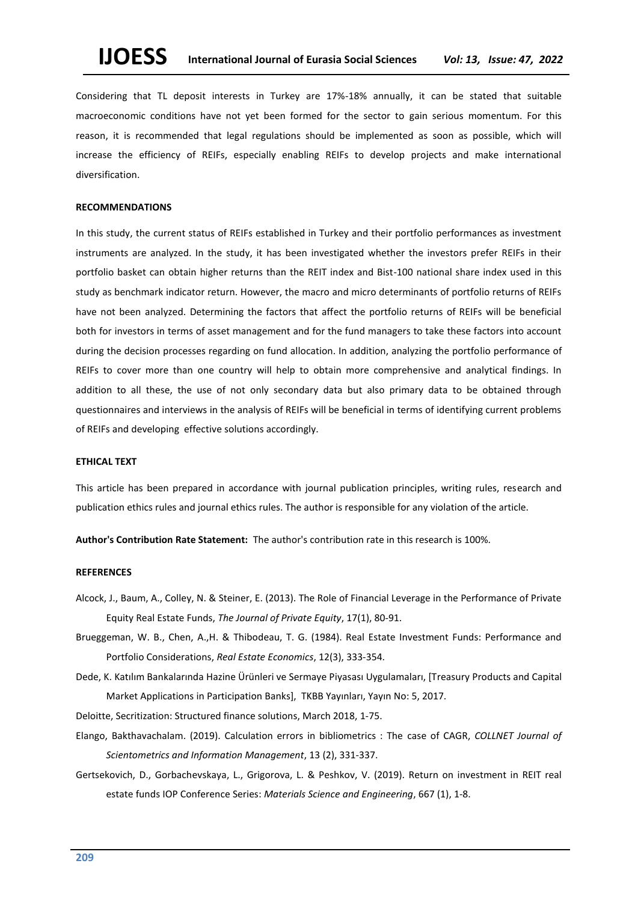Considering that TL deposit interests in Turkey are 17%-18% annually, it can be stated that suitable macroeconomic conditions have not yet been formed for the sector to gain serious momentum. For this reason, it is recommended that legal regulations should be implemented as soon as possible, which will increase the efficiency of REIFs, especially enabling REIFs to develop projects and make international diversification.

**RECOMMENDATIONS**

In this study, the current status of REIFs established in Turkey and their portfolio performances as investment instruments are analyzed. In the study, it has been investigated whether the investors prefer REIFs in their portfolio basket can obtain higher returns than the REIT index and Bist-100 national share index used in this study as benchmark indicator return. However, the macro and micro determinants of portfolio returns of REIFs have not been analyzed. Determining the factors that affect the portfolio returns of REIFs will be beneficial both for investors in terms of asset management and for the fund managers to take these factors into account during the decision processes regarding on fund allocation. In addition, analyzing the portfolio performance of REIFs to cover more than one country will help to obtain more comprehensive and analytical findings. In addition to all these, the use of not only secondary data but also primary data to be obtained through questionnaires and interviews in the analysis of REIFs will be beneficial in terms of identifying current problems of REIFs and developing effective solutions accordingly.

**ETHICAL TEXT**

This article has been prepared in accordance with journal publication principles, writing rules, research and publication ethics rules and journal ethics rules. The author is responsible for any violation of the article.

**Author's Contribution Rate Statement:** The author's contribution rate in this research is 100%.

**REFERENCES**

Alcock, J., Baum, A., Colley, N. & Steiner, E. (2013). The Role of Financial Leverage in the Performance of Private Equity Real Estate Funds, *The Journal of Private Equity*, 17(1), 80-91.

Brueggeman, W. B., Chen, A.,H. & Thibodeau, T. G. (1984). Real Estate Investment Funds: Performance and Portfolio Considerations, *Real Estate Economics*, 12(3), 333-354.

Dede, K. Katılım Bankalarında Hazine Ürünleri ve Sermaye Piyasası Uygulamaları, [Treasury Products and Capital Market Applications in Participation Banks], TKBB Yayınları, Yayın No: 5, 2017.

Deloitte, Secritization: Structured finance solutions, March 2018, 1-75.

Elango, Bakthavachalam. (2019). Calculation errors in bibliometrics : The case of CAGR, *COLLNET Journal of Scientometrics and Information Management*, 13 (2), 331-337.

Gertsekovich, D., Gorbachevskaya, L., Grigorova, L. & Peshkov, V. (2019). Return on investment in REIT real estate funds IOP Conference Series: *Materials Science and Engineering*, 667 (1), 1-8.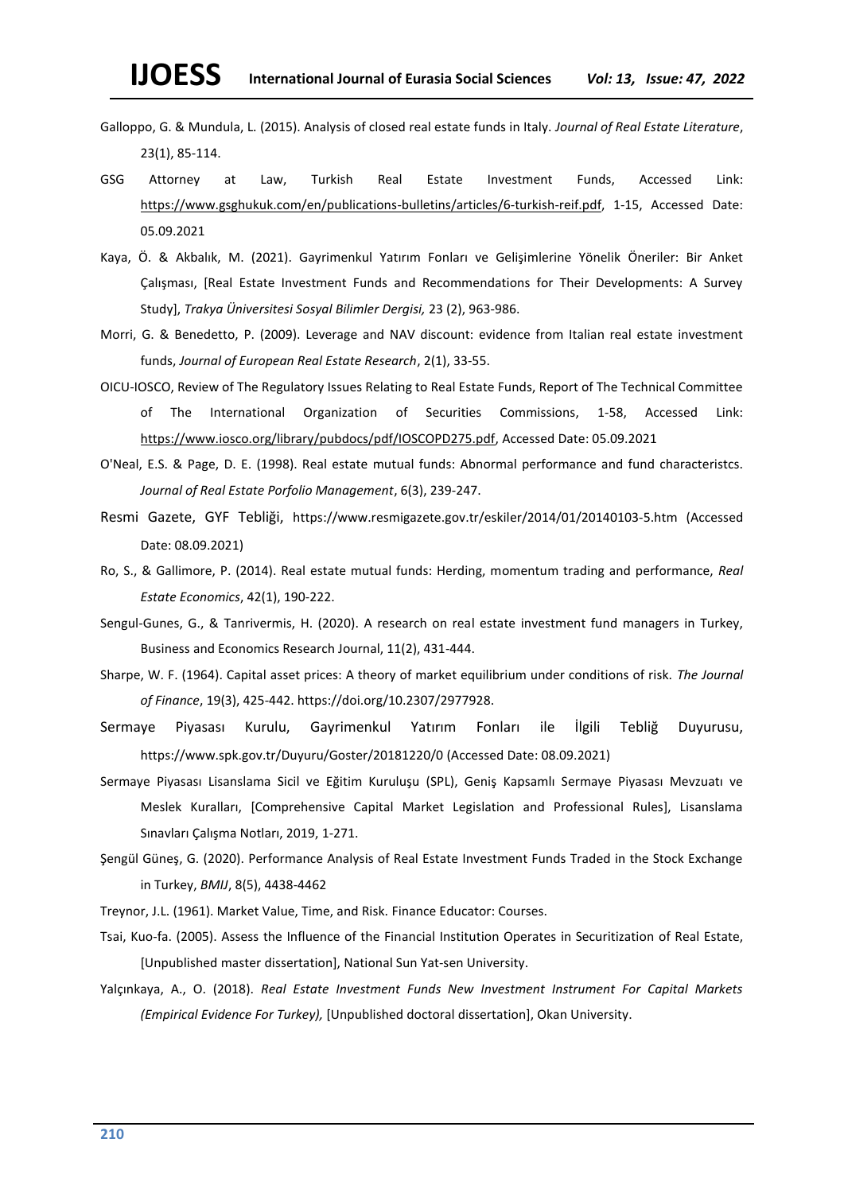Galloppo, G. & Mundula, L. (2015). Analysis of closed real estate funds in Italy. *Journal of Real Estate Literature*, 23(1), 85-114.

GSG Attorney at Law, Turkish Real Estate Investment Funds, Accessed Link: https://www.gsghukuk.com/en/publications-bulletins/articles/6-turkish-reif.pdf, 1-15, Accessed Date: 05.09.2021

Kaya, Ö. & Akbalık, M. (2021). Gayrimenkul Yatırım Fonları ve Gelişimlerine Yönelik Öneriler: Bir Anket Çalışması, [Real Estate Investment Funds and Recommendations for Their Developments: A Survey Study], *Trakya Üniversitesi Sosyal Bilimler Dergisi,* 23 (2), 963-986.

Morri, G. & Benedetto, P. (2009). Leverage and NAV discount: evidence from Italian real estate investment funds, *Journal of European Real Estate Research*, 2(1), 33-55.

OICU-IOSCO, Review of The Regulatory Issues Relating to Real Estate Funds, Report of The Technical Committee of The International Organization of Securities Commissions, 1-58, Accessed Link: https://www.iosco.org/library/pubdocs/pdf/IOSCOPD275.pdf, Accessed Date: 05.09.2021

O'Neal, E.S. & Page, D. E. (1998). Real estate mutual funds: Abnormal performance and fund characteristcs. *Journal of Real Estate Porfolio Management*, 6(3), 239-247.

Resmi Gazete, GYF Tebliği, https://www.resmigazete.gov.tr/eskiler/2014/01/20140103-5.htm (Accessed Date: 08.09.2021)

Ro, S., & Gallimore, P. (2014). Real estate mutual funds: Herding, momentum trading and performance, *Real Estate Economics*, 42(1), 190-222.

Sengul-Gunes, G., & Tanrivermis, H. (2020). A research on real estate investment fund managers in Turkey, Business and Economics Research Journal, 11(2), 431-444.

Sharpe, W. F. (1964). Capital asset prices: A theory of market equilibrium under conditions of risk. *The Journal of Finance*, 19(3), 425-442. https://doi.org/10.2307/2977928.

Sermaye Piyasası Kurulu, Gayrimenkul Yatırım Fonları ile İlgili Tebliğ Duyurusu, https://www.spk.gov.tr/Duyuru/Goster/20181220/0 (Accessed Date: 08.09.2021)

Sermaye Piyasası Lisanslama Sicil ve Eğitim Kuruluşu (SPL), Geniş Kapsamlı Sermaye Piyasası Mevzuatı ve Meslek Kuralları, [Comprehensive Capital Market Legislation and Professional Rules], Lisanslama Sınavları Çalışma Notları, 2019, 1-271.

Şengül Güneş, G. (2020). Performance Analysis of Real Estate Investment Funds Traded in the Stock Exchange in Turkey, *BMIJ*, 8(5), 4438-4462

Treynor, J.L. (1961). Market Value, Time, and Risk. Finance Educator: Courses.

Tsai, Kuo-fa. (2005). Assess the Influence of the Financial Institution Operates in Securitization of Real Estate, [Unpublished master dissertation], National Sun Yat-sen University.

Yalçınkaya, A., O. (2018). *Real Estate Investment Funds New Investment Instrument For Capital Markets (Empirical Evidence For Turkey),* [Unpublished doctoral dissertation], Okan University.